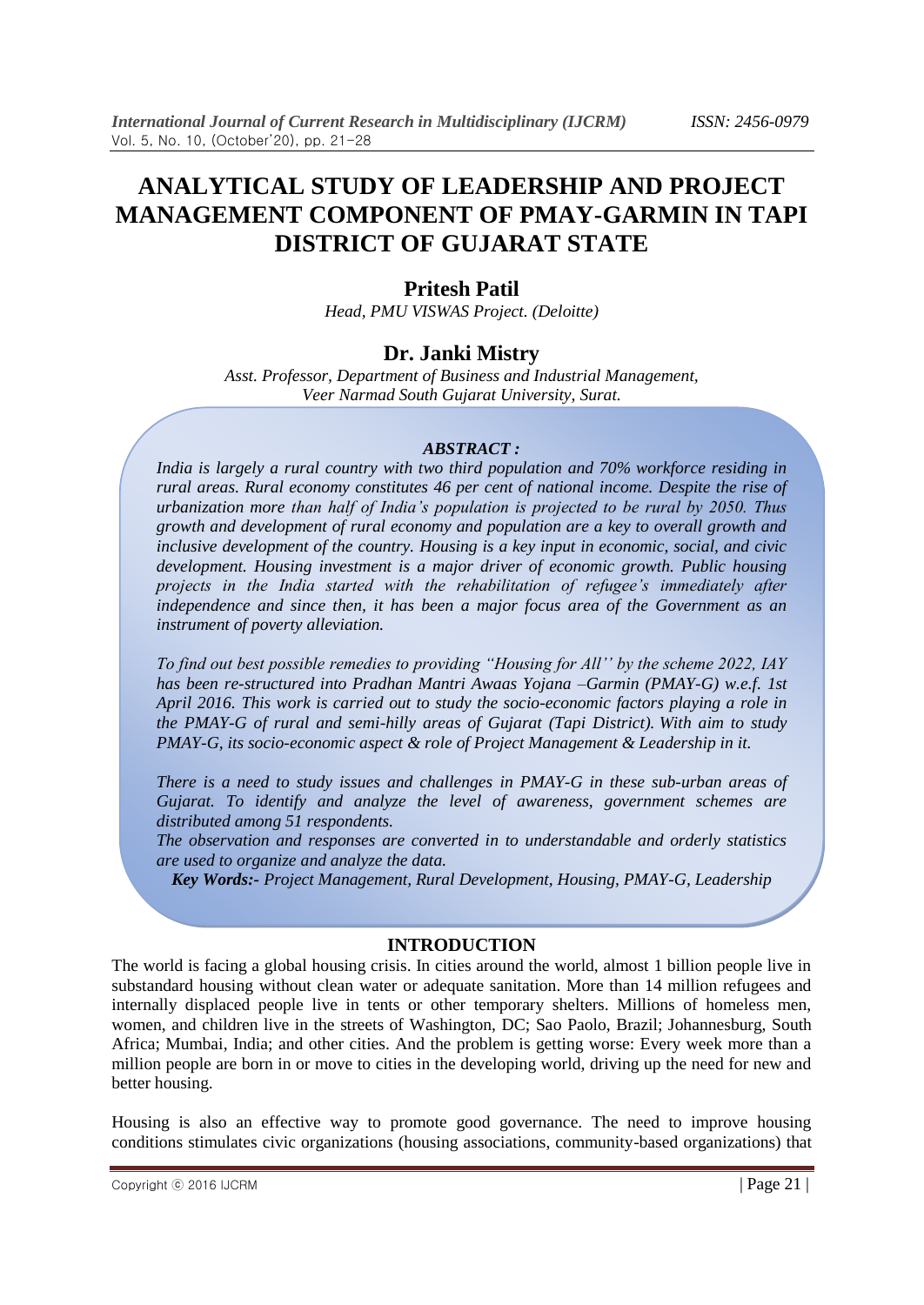# ANALYTICAL STUDY OF LEADERSHIP AND PROJECT MANAGEMENT COMPONENT OF PMAY-GARMIN IN TAPI DISTRICT OF GUJARAT STATE

**Pritesh Patil**

*Head, PMU VISWAS Project. (Deloitte)*

**Dr. Janki Mistry**

*Asst. Professor, Department of Business and Industrial Management, Veer Narmad South Gujarat University, Surat.*

***ABSTRACT :***

*India is largely a rural country with two third population and 70% workforce residing in rural areas. Rural economy constitutes 46 per cent of national income. Despite the rise of urbanization more than half of India's population is projected to be rural by 2050. Thus growth and development of rural economy and population are a key to overall growth and inclusive development of the country. Housing is a key input in economic, social, and civic development. Housing investment is a major driver of economic growth. Public housing projects in the India started with the rehabilitation of refugee's immediately after independence and since then, it has been a major focus area of the Government as an instrument of poverty alleviation.*

*To find out best possible remedies to providing "Housing for All'' by the scheme 2022, IAY has been re-structured into Pradhan Mantri Awaas Yojana –Garmin (PMAY-G) w.e.f. 1st April 2016. This work is carried out to study the socio-economic factors playing a role in the PMAY-G of rural and semi-hilly areas of Gujarat (Tapi District). With aim to study PMAY-G, its socio-economic aspect & role of Project Management & Leadership in it.*

*There is a need to study issues and challenges in PMAY-G in these sub-urban areas of Gujarat. To identify and analyze the level of awareness, government schemes are distributed among 51 respondents.*

*The observation and responses are converted in to understandable and orderly statistics are used to organize and analyze the data.*

***Key Words:-*** *Project Management, Rural Development, Housing, PMAY-G, Leadership*

## INTRODUCTION

The world is facing a global housing crisis. In cities around the world, almost 1 billion people live in substandard housing without clean water or adequate sanitation. More than 14 million refugees and internally displaced people live in tents or other temporary shelters. Millions of homeless men, women, and children live in the streets of Washington, DC; Sao Paolo, Brazil; Johannesburg, South Africa; Mumbai, India; and other cities. And the problem is getting worse: Every week more than a million people are born in or move to cities in the developing world, driving up the need for new and better housing.

Housing is also an effective way to promote good governance. The need to improve housing conditions stimulates civic organizations (housing associations, community-based organizations) that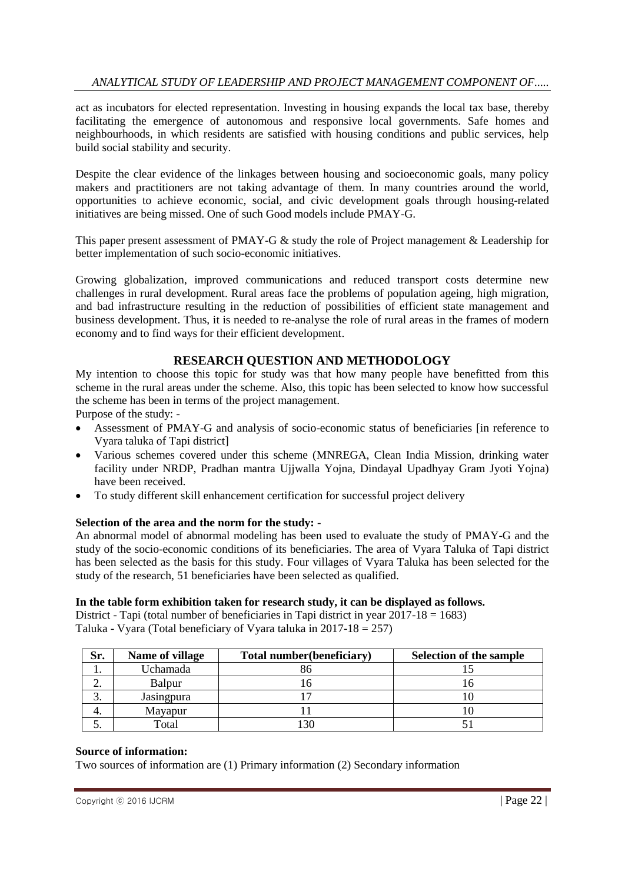act as incubators for elected representation. Investing in housing expands the local tax base, thereby facilitating the emergence of autonomous and responsive local governments. Safe homes and neighbourhoods, in which residents are satisfied with housing conditions and public services, help build social stability and security.

Despite the clear evidence of the linkages between housing and socioeconomic goals, many policy makers and practitioners are not taking advantage of them. In many countries around the world, opportunities to achieve economic, social, and civic development goals through housing-related initiatives are being missed. One of such Good models include PMAY-G.

This paper present assessment of PMAY-G & study the role of Project management & Leadership for better implementation of such socio-economic initiatives.

Growing globalization, improved communications and reduced transport costs determine new challenges in rural development. Rural areas face the problems of population ageing, high migration, and bad infrastructure resulting in the reduction of possibilities of efficient state management and business development. Thus, it is needed to re-analyse the role of rural areas in the frames of modern economy and to find ways for their efficient development.

## RESEARCH QUESTION AND METHODOLOGY

My intention to choose this topic for study was that how many people have benefitted from this scheme in the rural areas under the scheme. Also, this topic has been selected to know how successful the scheme has been in terms of the project management.

Purpose of the study: -

- Assessment of PMAY-G and analysis of socio-economic status of beneficiaries [in reference to Vyara taluka of Tapi district]
- Various schemes covered under this scheme (MNREGA, Clean India Mission, drinking water facility under NRDP, Pradhan mantra Ujjwalla Yojna, Dindayal Upadhyay Gram Jyoti Yojna) have been received.
- To study different skill enhancement certification for successful project delivery

**Selection of the area and the norm for the study: -**

An abnormal model of abnormal modeling has been used to evaluate the study of PMAY-G and the study of the socio-economic conditions of its beneficiaries. The area of Vyara Taluka of Tapi district has been selected as the basis for this study. Four villages of Vyara Taluka has been selected for the study of the research, 51 beneficiaries have been selected as qualified.

**In the table form exhibition taken for research study, it can be displayed as follows.**

District - Tapi (total number of beneficiaries in Tapi district in year 2017-18 = 1683)
Taluka - Vyara (Total beneficiary of Vyara taluka in 2017-18 = 257)

| Sr. | Name of village | Total number(beneficiary) | Selection of the sample |
|---|---|---|---|
| 1. | Uchamada | 86 | 15 |
| 2. | Balpur | 16 | 16 |
| 3. | Jasingpura | 17 | 10 |
| 4. | Mayapur | 11 | 10 |
| 5. | Total | 130 | 51 |

**Source of information:**

Two sources of information are (1) Primary information (2) Secondary information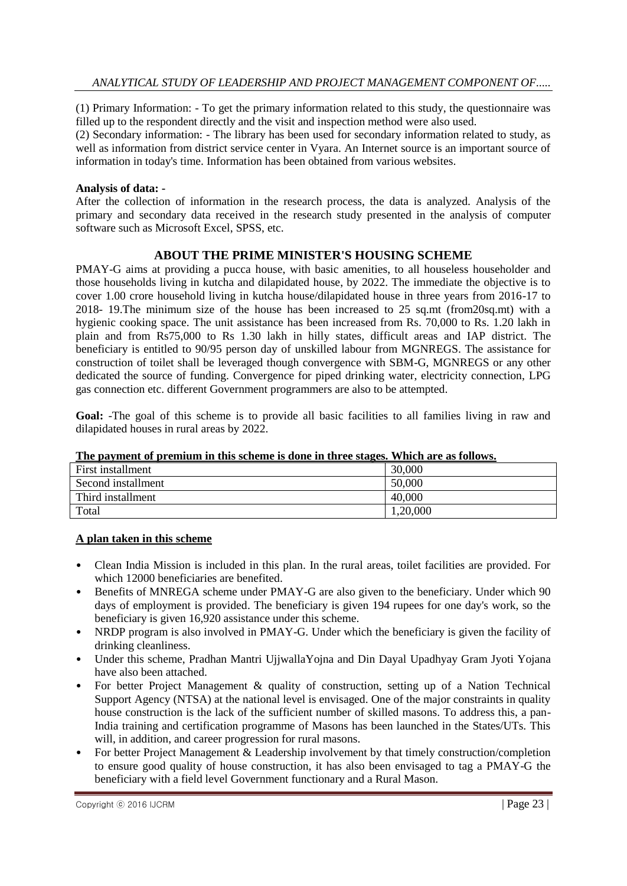(1) Primary Information: - To get the primary information related to this study, the questionnaire was filled up to the respondent directly and the visit and inspection method were also used.

(2) Secondary information: - The library has been used for secondary information related to study, as well as information from district service center in Vyara. An Internet source is an important source of information in today's time. Information has been obtained from various websites.

**Analysis of data: -**

After the collection of information in the research process, the data is analyzed. Analysis of the primary and secondary data received in the research study presented in the analysis of computer software such as Microsoft Excel, SPSS, etc.

## ABOUT THE PRIME MINISTER'S HOUSING SCHEME

PMAY-G aims at providing a pucca house, with basic amenities, to all houseless householder and those households living in kutcha and dilapidated house, by 2022. The immediate the objective is to cover 1.00 crore household living in kutcha house/dilapidated house in three years from 2016-17 to 2018- 19.The minimum size of the house has been increased to 25 sq.mt (from20sq.mt) with a hygienic cooking space. The unit assistance has been increased from Rs. 70,000 to Rs. 1.20 lakh in plain and from Rs75,000 to Rs 1.30 lakh in hilly states, difficult areas and IAP district. The beneficiary is entitled to 90/95 person day of unskilled labour from MGNREGS. The assistance for construction of toilet shall be leveraged though convergence with SBM-G, MGNREGS or any other dedicated the source of funding. Convergence for piped drinking water, electricity connection, LPG gas connection etc. different Government programmers are also to be attempted.

**Goal:** -The goal of this scheme is to provide all basic facilities to all families living in raw and dilapidated houses in rural areas by 2022.

**The payment of premium in this scheme is done in three stages. Which are as follows.**

| First installment | 30,000 |
|---|---|
| Second installment | 50,000 |
| Third installment | 40,000 |
| Total | 1,20,000 |

**A plan taken in this scheme**

- Clean India Mission is included in this plan. In the rural areas, toilet facilities are provided. For which 12000 beneficiaries are benefited.
- Benefits of MNREGA scheme under PMAY-G are also given to the beneficiary. Under which 90 days of employment is provided. The beneficiary is given 194 rupees for one day's work, so the beneficiary is given 16,920 assistance under this scheme.
- NRDP program is also involved in PMAY-G. Under which the beneficiary is given the facility of drinking cleanliness.
- Under this scheme, Pradhan Mantri UjjwallaYojna and Din Dayal Upadhyay Gram Jyoti Yojana have also been attached.
- For better Project Management & quality of construction, setting up of a Nation Technical Support Agency (NTSA) at the national level is envisaged. One of the major constraints in quality house construction is the lack of the sufficient number of skilled masons. To address this, a pan-India training and certification programme of Masons has been launched in the States/UTs. This will, in addition, and career progression for rural masons.
- For better Project Management & Leadership involvement by that timely construction/completion to ensure good quality of house construction, it has also been envisaged to tag a PMAY-G the beneficiary with a field level Government functionary and a Rural Mason.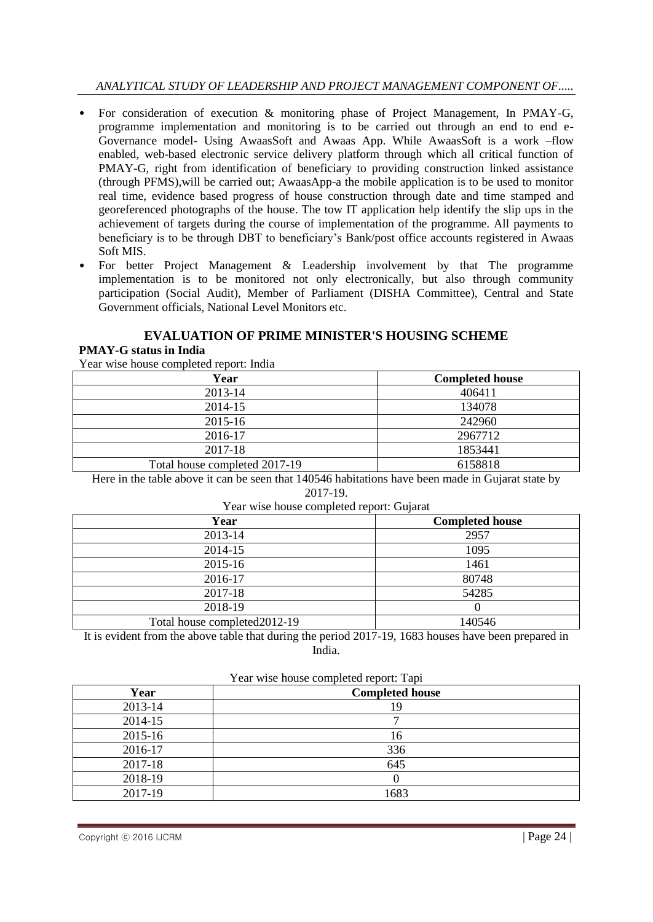- For consideration of execution & monitoring phase of Project Management, In PMAY-G, programme implementation and monitoring is to be carried out through an end to end e-Governance model- Using AwaasSoft and Awaas App. While AwaasSoft is a work –flow enabled, web-based electronic service delivery platform through which all critical function of PMAY-G, right from identification of beneficiary to providing construction linked assistance (through PFMS),will be carried out; AwaasApp-a the mobile application is to be used to monitor real time, evidence based progress of house construction through date and time stamped and georeferenced photographs of the house. The tow IT application help identify the slip ups in the achievement of targets during the course of implementation of the programme. All payments to beneficiary is to be through DBT to beneficiary's Bank/post office accounts registered in Awaas Soft MIS.
- For better Project Management & Leadership involvement by that The programme implementation is to be monitored not only electronically, but also through community participation (Social Audit), Member of Parliament (DISHA Committee), Central and State Government officials, National Level Monitors etc.

## EVALUATION OF PRIME MINISTER'S HOUSING SCHEME

**PMAY-G status in India**

Year wise house completed report: India

| Year | Completed house |
|---|---|
| 2013-14 | 406411 |
| 2014-15 | 134078 |
| 2015-16 | 242960 |
| 2016-17 | 2967712 |
| 2017-18 | 1853441 |
| Total house completed 2017-19 | 6158818 |

Here in the table above it can be seen that 140546 habitations have been made in Gujarat state by 2017-19.

Year wise house completed report: Gujarat

| Year | Completed house |
|---|---|
| 2013-14 | 2957 |
| 2014-15 | 1095 |
| 2015-16 | 1461 |
| 2016-17 | 80748 |
| 2017-18 | 54285 |
| 2018-19 | 0 |
| Total house completed2012-19 | 140546 |

It is evident from the above table that during the period 2017-19, 1683 houses have been prepared in India.

Year wise house completed report: Tapi

| Year | Completed house |
|---|---|
| 2013-14 | 19 |
| 2014-15 | 7 |
| 2015-16 | 16 |
| 2016-17 | 336 |
| 2017-18 | 645 |
| 2018-19 | 0 |
| 2017-19 | 1683 |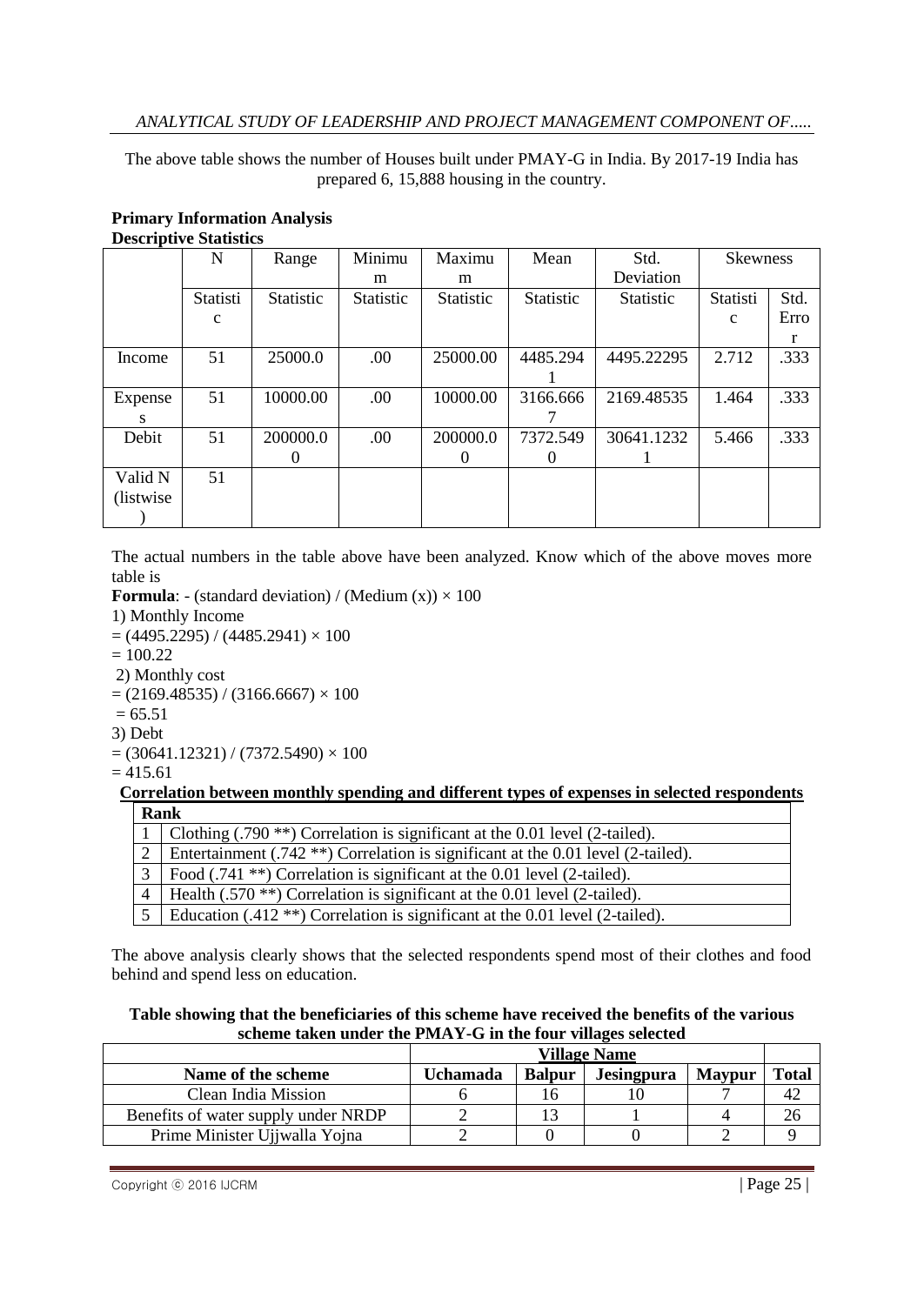The above table shows the number of Houses built under PMAY-G in India. By 2017-19 India has prepared 6, 15,888 housing in the country.

**Primary Information Analysis**

**Descriptive Statistics**

| | N | Range | Minimum | Maximum | Mean | Std. Deviation | Skewness | |
|---|---|---|---|---|---|---|---|---|
| | Statistic | Statistic | Statistic | Statistic | Statistic | Statistic | Statistic | Std. Error |
| Income | 51 | 25000.0 | .00 | 25000.00 | 4485.2941 | 4495.22295 | 2.712 | .333 |
| Expenses | 51 | 10000.00 | .00 | 10000.00 | 3166.6667 | 2169.48535 | 1.464 | .333 |
| Debit | 51 | 200000.00 | .00 | 200000.00 | 7372.5490 | 30641.12321 | 5.466 | .333 |
| Valid N (listwise) | 51 | | | | | | | |

The actual numbers in the table above have been analyzed. Know which of the above moves more table is

**Formula**: - (standard deviation) / (Medium (x)) × 100

1) Monthly Income

= (4495.2295) / (4485.2941) × 100

= 100.22

2) Monthly cost

= (2169.48535) / (3166.6667) × 100

= 65.51

3) Debt

= (30641.12321) / (7372.5490) × 100

= 415.61

**Correlation between monthly spending and different types of expenses in selected respondents**

| Rank | |
|---|---|
| 1 | Clothing (.790 **) Correlation is significant at the 0.01 level (2-tailed). |
| 2 | Entertainment (.742 **) Correlation is significant at the 0.01 level (2-tailed). |
| 3 | Food (.741 **) Correlation is significant at the 0.01 level (2-tailed). |
| 4 | Health (.570 **) Correlation is significant at the 0.01 level (2-tailed). |
| 5 | Education (.412 **) Correlation is significant at the 0.01 level (2-tailed). |

The above analysis clearly shows that the selected respondents spend most of their clothes and food behind and spend less on education.

**Table showing that the beneficiaries of this scheme have received the benefits of the various scheme taken under the PMAY-G in the four villages selected**

| | Village Name | | | | |
|---|---|---|---|---|---|
| Name of the scheme | Uchamada | Balpur | Jesingpura | Maypur | Total |
| Clean India Mission | 6 | 16 | 10 | 7 | 42 |
| Benefits of water supply under NRDP | 2 | 13 | 1 | 4 | 26 |
| Prime Minister Ujjwalla Yojna | 2 | 0 | 0 | 2 | 9 |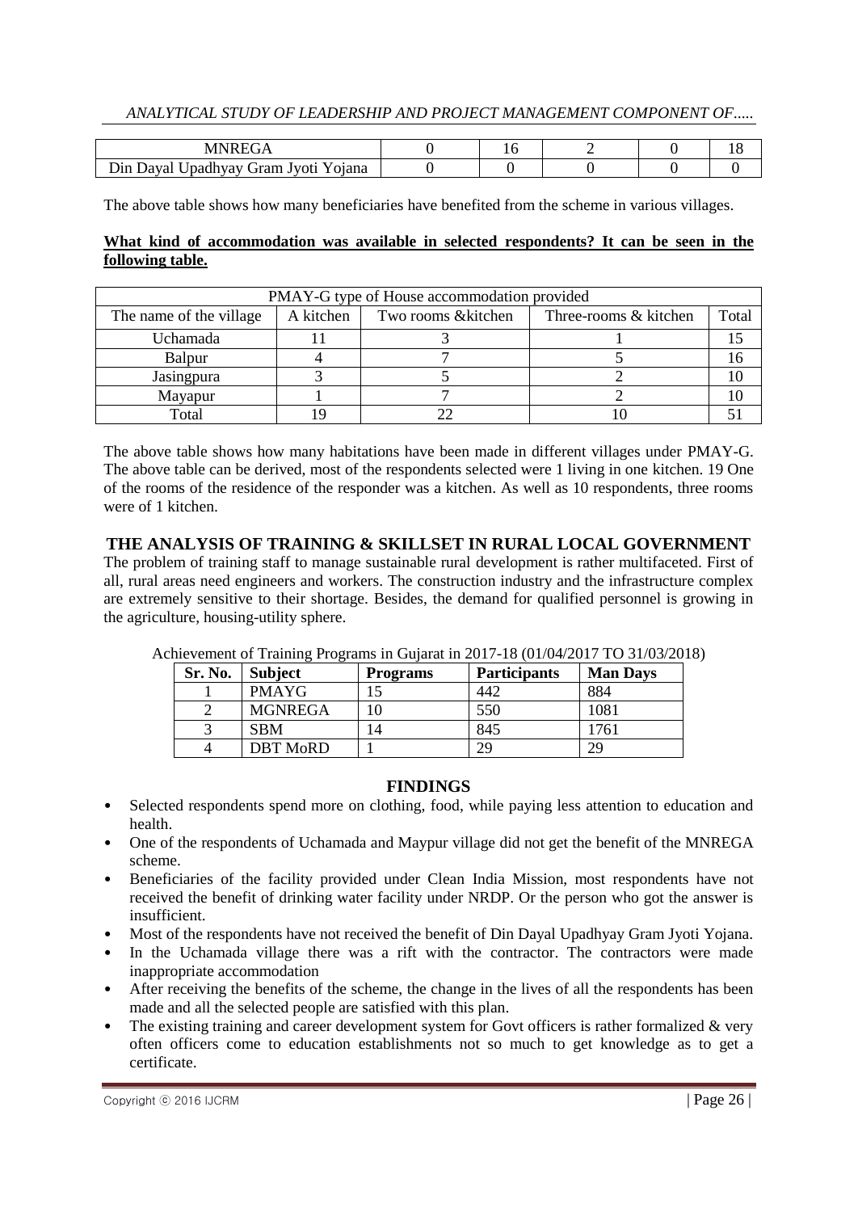| MNREGA | 0 | 16 | 2 | 0 | 18 |
|---|---|---|---|---|---|
| Din Dayal Upadhyay Gram Jyoti Yojana | 0 | 0 | 0 | 0 | 0 |

The above table shows how many beneficiaries have benefited from the scheme in various villages.

**What kind of accommodation was available in selected respondents? It can be seen in the following table.**

| PMAY-G type of House accommodation provided | | | | |
|---|---|---|---|---|
| The name of the village | A kitchen | Two rooms &kitchen | Three-rooms & kitchen | Total |
| Uchamada | 11 | 3 | 1 | 15 |
| Balpur | 4 | 7 | 5 | 16 |
| Jasingpura | 3 | 5 | 2 | 10 |
| Mayapur | 1 | 7 | 2 | 10 |
| Total | 19 | 22 | 10 | 51 |

The above table shows how many habitations have been made in different villages under PMAY-G. The above table can be derived, most of the respondents selected were 1 living in one kitchen. 19 One of the rooms of the residence of the responder was a kitchen. As well as 10 respondents, three rooms were of 1 kitchen.

## THE ANALYSIS OF TRAINING & SKILLSET IN RURAL LOCAL GOVERNMENT

The problem of training staff to manage sustainable rural development is rather multifaceted. First of all, rural areas need engineers and workers. The construction industry and the infrastructure complex are extremely sensitive to their shortage. Besides, the demand for qualified personnel is growing in the agriculture, housing-utility sphere.

Achievement of Training Programs in Gujarat in 2017-18 (01/04/2017 TO 31/03/2018)

| Sr. No. | Subject | Programs | Participants | Man Days |
|---|---|---|---|---|
| 1 | PMAYG | 15 | 442 | 884 |
| 2 | MGNREGA | 10 | 550 | 1081 |
| 3 | SBM | 14 | 845 | 1761 |
| 4 | DBT MoRD | 1 | 29 | 29 |

## FINDINGS

- Selected respondents spend more on clothing, food, while paying less attention to education and health.
- One of the respondents of Uchamada and Maypur village did not get the benefit of the MNREGA scheme.
- Beneficiaries of the facility provided under Clean India Mission, most respondents have not received the benefit of drinking water facility under NRDP. Or the person who got the answer is insufficient.
- Most of the respondents have not received the benefit of Din Dayal Upadhyay Gram Jyoti Yojana.
- In the Uchamada village there was a rift with the contractor. The contractors were made inappropriate accommodation
- After receiving the benefits of the scheme, the change in the lives of all the respondents has been made and all the selected people are satisfied with this plan.
- The existing training and career development system for Govt officers is rather formalized & very often officers come to education establishments not so much to get knowledge as to get a certificate.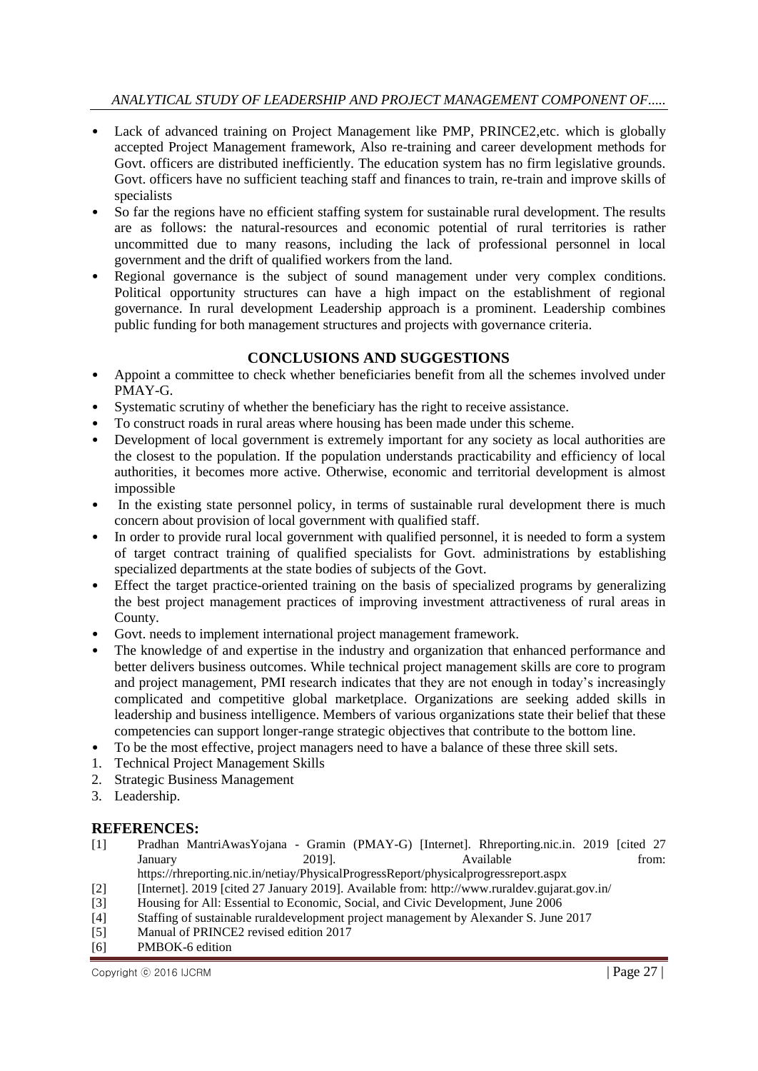- Lack of advanced training on Project Management like PMP, PRINCE2,etc. which is globally accepted Project Management framework, Also re-training and career development methods for Govt. officers are distributed inefficiently. The education system has no firm legislative grounds. Govt. officers have no sufficient teaching staff and finances to train, re-train and improve skills of specialists
- So far the regions have no efficient staffing system for sustainable rural development. The results are as follows: the natural-resources and economic potential of rural territories is rather uncommitted due to many reasons, including the lack of professional personnel in local government and the drift of qualified workers from the land.
- Regional governance is the subject of sound management under very complex conditions. Political opportunity structures can have a high impact on the establishment of regional governance. In rural development Leadership approach is a prominent. Leadership combines public funding for both management structures and projects with governance criteria.

## CONCLUSIONS AND SUGGESTIONS

- Appoint a committee to check whether beneficiaries benefit from all the schemes involved under PMAY-G.
- Systematic scrutiny of whether the beneficiary has the right to receive assistance.
- To construct roads in rural areas where housing has been made under this scheme.
- Development of local government is extremely important for any society as local authorities are the closest to the population. If the population understands practicability and efficiency of local authorities, it becomes more active. Otherwise, economic and territorial development is almost impossible
- In the existing state personnel policy, in terms of sustainable rural development there is much concern about provision of local government with qualified staff.
- In order to provide rural local government with qualified personnel, it is needed to form a system of target contract training of qualified specialists for Govt. administrations by establishing specialized departments at the state bodies of subjects of the Govt.
- Effect the target practice-oriented training on the basis of specialized programs by generalizing the best project management practices of improving investment attractiveness of rural areas in County.
- Govt. needs to implement international project management framework.
- The knowledge of and expertise in the industry and organization that enhanced performance and better delivers business outcomes. While technical project management skills are core to program and project management, PMI research indicates that they are not enough in today's increasingly complicated and competitive global marketplace. Organizations are seeking added skills in leadership and business intelligence. Members of various organizations state their belief that these competencies can support longer-range strategic objectives that contribute to the bottom line.
- To be the most effective, project managers need to have a balance of these three skill sets.

1. Technical Project Management Skills
2. Strategic Business Management
3. Leadership.

## REFERENCES:

[1] Pradhan MantriAwasYojana - Gramin (PMAY-G) [Internet]. Rhreporting.nic.in. 2019 [cited 27 January 2019]. Available from: https://rhreporting.nic.in/netiay/PhysicalProgressReport/physicalprogressreport.aspx

[2] [Internet]. 2019 [cited 27 January 2019]. Available from: http://www.ruraldev.gujarat.gov.in/

[3] Housing for All: Essential to Economic, Social, and Civic Development, June 2006

[4] Staffing of sustainable ruraldevelopment project management by Alexander S. June 2017

[5] Manual of PRINCE2 revised edition 2017

[6] PMBOK-6 edition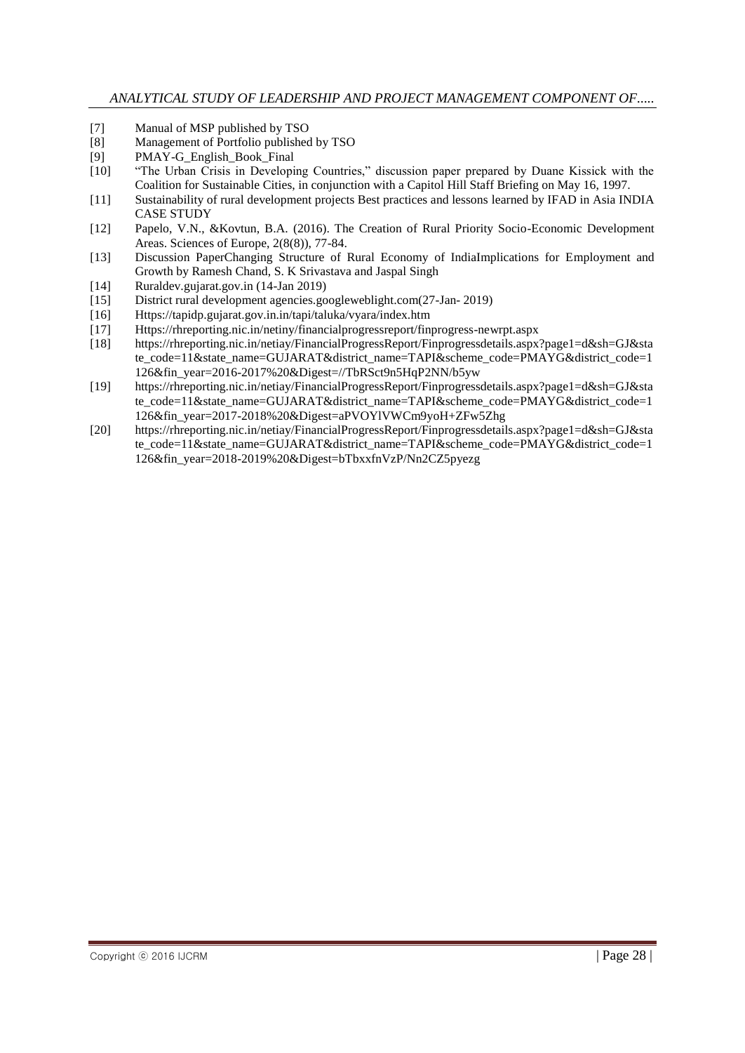[7] Manual of MSP published by TSO

[8] Management of Portfolio published by TSO

[9] PMAY-G_English_Book_Final

[10] "The Urban Crisis in Developing Countries," discussion paper prepared by Duane Kissick with the Coalition for Sustainable Cities, in conjunction with a Capitol Hill Staff Briefing on May 16, 1997.

[11] Sustainability of rural development projects Best practices and lessons learned by IFAD in Asia INDIA CASE STUDY

[12] Papelo, V.N., &Kovtun, B.A. (2016). The Creation of Rural Priority Socio-Economic Development Areas. Sciences of Europe, 2(8(8)), 77-84.

[13] Discussion PaperChanging Structure of Rural Economy of IndiaImplications for Employment and Growth by Ramesh Chand, S. K Srivastava and Jaspal Singh

[14] Ruraldev.gujarat.gov.in (14-Jan 2019)

[15] District rural development agencies.googleweblight.com(27-Jan- 2019)

[16] Https://tapidp.gujarat.gov.in.in/tapi/taluka/vyara/index.htm

[17] Https://rhreporting.nic.in/netiny/financialprogressreport/finprogress-newrpt.aspx

[18] https://rhreporting.nic.in/netiay/FinancialProgressReport/Finprogressdetails.aspx?page1=d&sh=GJ&state_code=11&state_name=GUJARAT&district_name=TAPI&scheme_code=PMAYG&district_code=1126&fin_year=2016-2017%20&Digest=//TbRSct9n5HqP2NN/b5yw

[19] https://rhreporting.nic.in/netiay/FinancialProgressReport/Finprogressdetails.aspx?page1=d&sh=GJ&state_code=11&state_name=GUJARAT&district_name=TAPI&scheme_code=PMAYG&district_code=1126&fin_year=2017-2018%20&Digest=aPVOYlVWCm9yoH+ZFw5Zhg

[20] https://rhreporting.nic.in/netiay/FinancialProgressReport/Finprogressdetails.aspx?page1=d&sh=GJ&state_code=11&state_name=GUJARAT&district_name=TAPI&scheme_code=PMAYG&district_code=1126&fin_year=2018-2019%20&Digest=bTbxxfnVzP/Nn2CZ5pyezg